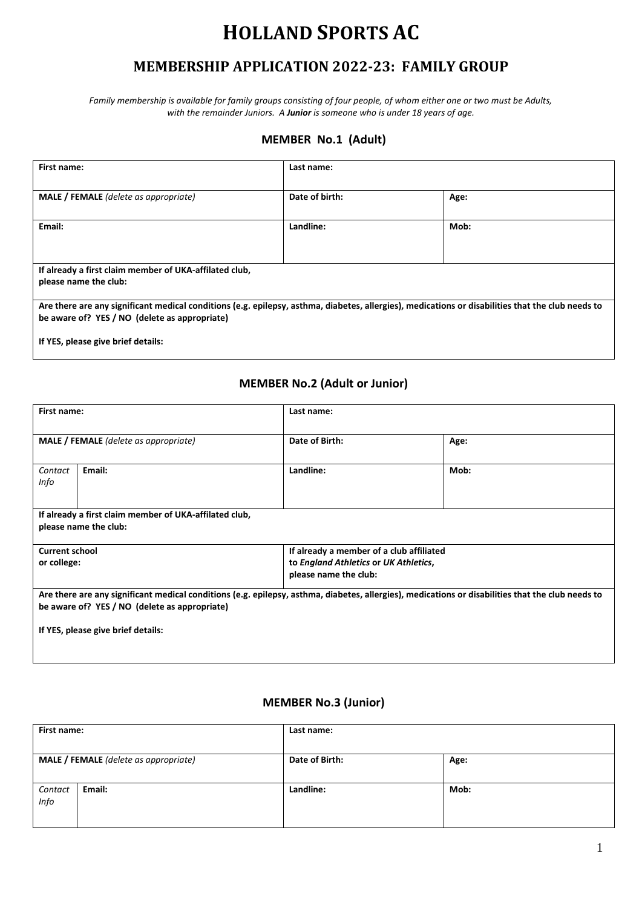# HOLLAND SPORTS AC

## MEMBERSHIP APPLICATION 2022-23: FAMILY GROUP

*Family membership is available for family groups consisting of four people, of whom either one or two must be Adults, with the remainder Juniors. A* ***Junior*** *is someone who is under 18 years of age.*

### MEMBER No.1 (Adult)

| **First name:** | **Last name:** | |
|---|---|---|
| **MALE / FEMALE** *(delete as appropriate)* | **Date of birth:** | **Age:** |
| **Email:** | **Landline:** | **Mob:** |
| **If already a first claim member of UKA-affilated club, please name the club:** | | |
| **Are there are any significant medical conditions (e.g. epilepsy, asthma, diabetes, allergies), medications or disabilities that the club needs to be aware of? YES / NO (delete as appropriate)**<br><br>**If YES, please give brief details:** | | |

### MEMBER No.2 (Adult or Junior)

| **First name:** | | **Last name:** | |
|---|---|---|---|
| **MALE / FEMALE** *(delete as appropriate)* | | **Date of Birth:** | **Age:** |
| *Contact Info* | **Email:** | **Landline:** | **Mob:** |
| **If already a first claim member of UKA-affilated club, please name the club:** | | | |
| **Current school or college:** | | **If already a member of a club affiliated to *England Athletics* or *UK Athletics*, please name the club:** | |
| **Are there are any significant medical conditions (e.g. epilepsy, asthma, diabetes, allergies), medications or disabilities that the club needs to be aware of? YES / NO (delete as appropriate)**<br><br>**If YES, please give brief details:** | | | |

### MEMBER No.3 (Junior)

| **First name:** | | **Last name:** | |
|---|---|---|---|
| **MALE / FEMALE** *(delete as appropriate)* | | **Date of Birth:** | **Age:** |
| *Contact Info* | **Email:** | **Landline:** | **Mob:** |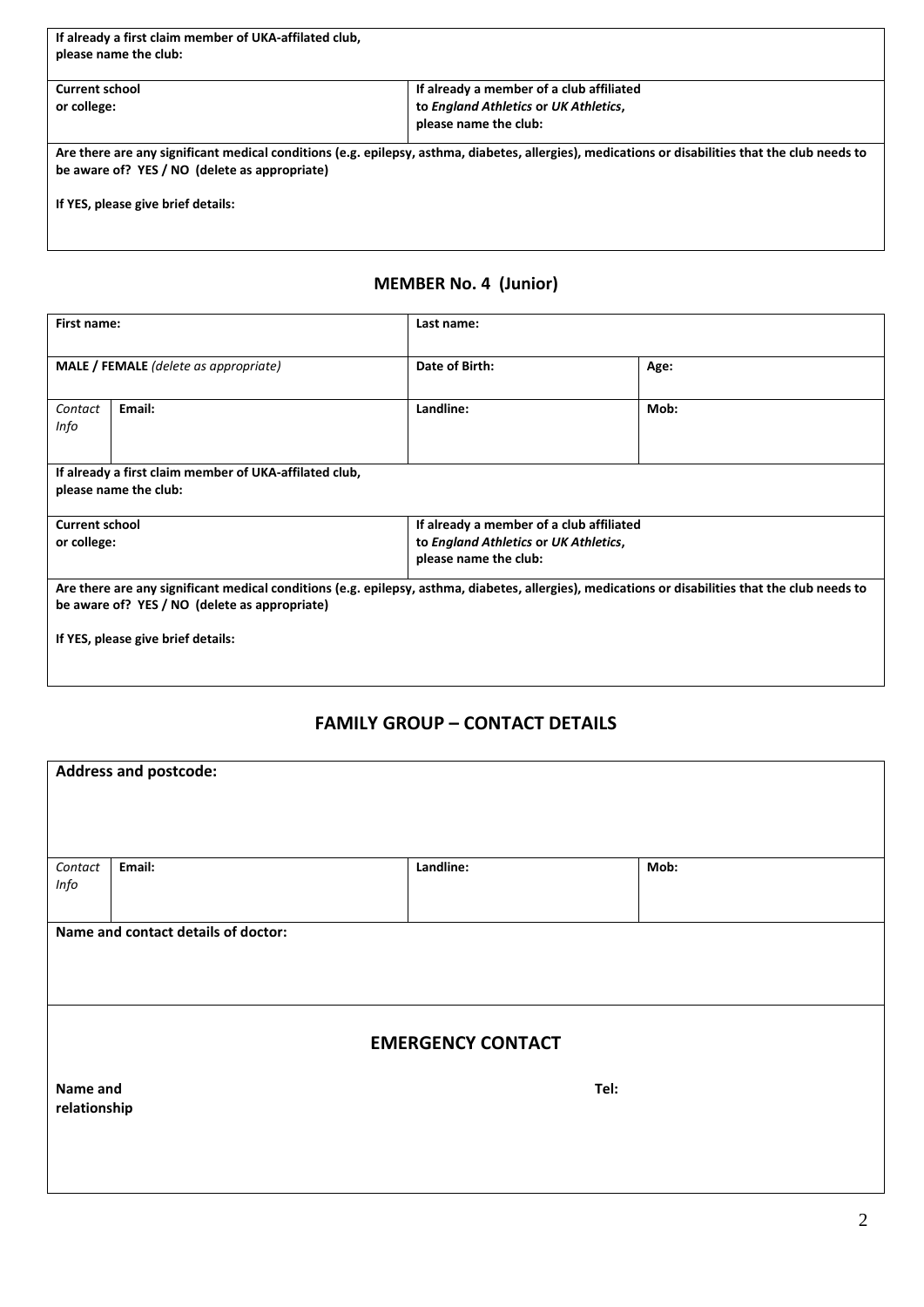| If already a first claim member of UKA-affilated club, please name the club: | |
|---|---|
| **Current school or college:** | **If already a member of a club affiliated to *England Athletics* or *UK Athletics*, please name the club:** |
| **Are there are any significant medical conditions (e.g. epilepsy, asthma, diabetes, allergies), medications or disabilities that the club needs to be aware of? YES / NO (delete as appropriate)**<br><br>**If YES, please give brief details:** | |

## MEMBER No. 4 (Junior)

| **First name:** | | **Last name:** | |
|---|---|---|---|
| **MALE / FEMALE** *(delete as appropriate)* | | **Date of Birth:** | **Age:** |
| *Contact Info* | **Email:** | **Landline:** | **Mob:** |
| **If already a first claim member of UKA-affilated club, please name the club:** | | | |
| **Current school or college:** | | **If already a member of a club affiliated to *England Athletics* or *UK Athletics*, please name the club:** | |
| **Are there are any significant medical conditions (e.g. epilepsy, asthma, diabetes, allergies), medications or disabilities that the club needs to be aware of? YES / NO (delete as appropriate)**<br><br>**If YES, please give brief details:** | | | |

## FAMILY GROUP – CONTACT DETAILS

| **Address and postcode:** | | | |
|---|---|---|---|
| *Contact Info* | **Email:** | **Landline:** | **Mob:** |
| **Name and contact details of doctor:** | | | |
| **EMERGENCY CONTACT**<br><br>**Name and relationship** | | **Tel:** | |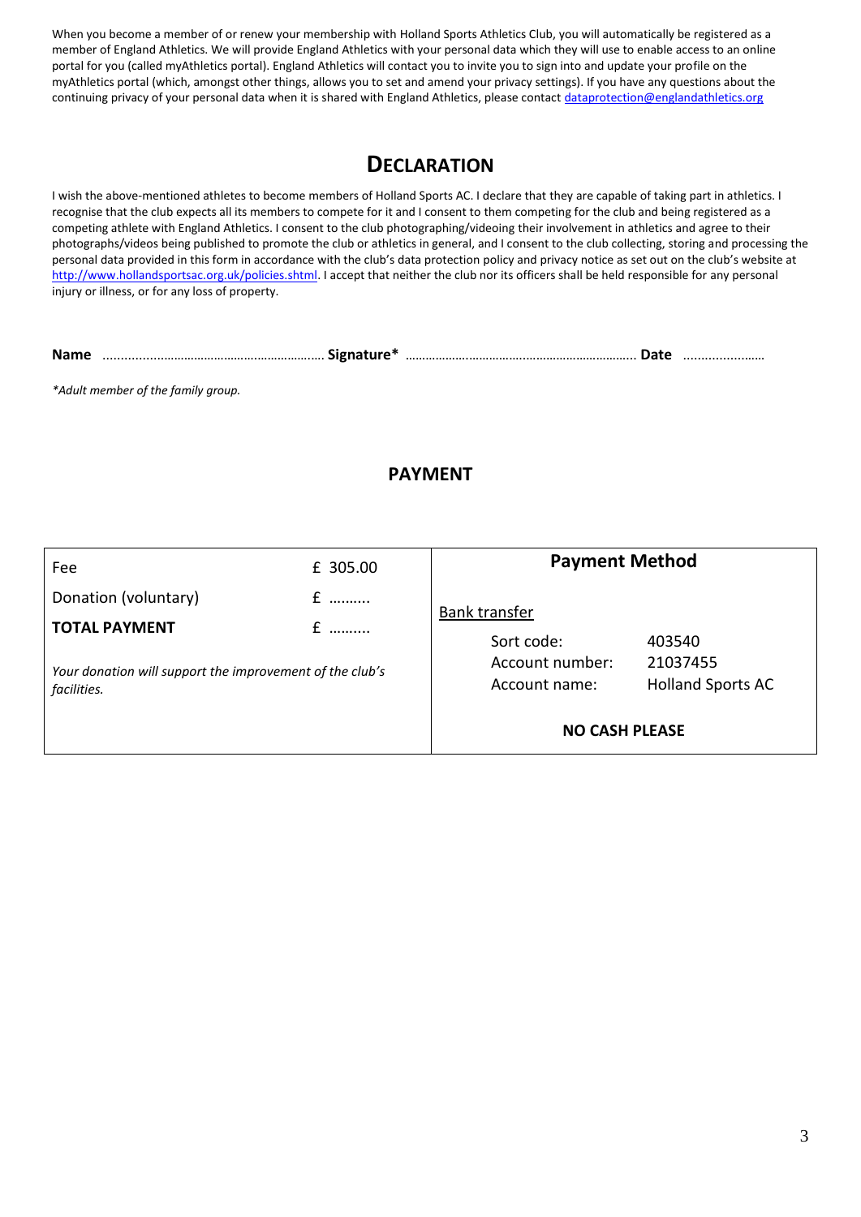When you become a member of or renew your membership with Holland Sports Athletics Club, you will automatically be registered as a member of England Athletics. We will provide England Athletics with your personal data which they will use to enable access to an online portal for you (called myAthletics portal). England Athletics will contact you to invite you to sign into and update your profile on the myAthletics portal (which, amongst other things, allows you to set and amend your privacy settings). If you have any questions about the continuing privacy of your personal data when it is shared with England Athletics, please contact dataprotection@englandathletics.org

## DECLARATION

I wish the above-mentioned athletes to become members of Holland Sports AC. I declare that they are capable of taking part in athletics. I recognise that the club expects all its members to compete for it and I consent to them competing for the club and being registered as a competing athlete with England Athletics. I consent to the club photographing/videoing their involvement in athletics and agree to their photographs/videos being published to promote the club or athletics in general, and I consent to the club collecting, storing and processing the personal data provided in this form in accordance with the club's data protection policy and privacy notice as set out on the club's website at http://www.hollandsportsac.org.uk/policies.shtml. I accept that neither the club nor its officers shall be held responsible for any personal injury or illness, or for any loss of property.

**Name** ……………………………………………………… **Signature*** ………………………………………………………… **Date** …………………

*\*Adult member of the family group.*

## PAYMENT

| | | Payment Method | |
|---|---|---|---|
| Fee | £ 305.00 | Bank transfer | |
| Donation (voluntary) | £ ……… | Sort code: | 403540 |
| **TOTAL PAYMENT** | £ ……… | Account number: | 21037455 |
| *Your donation will support the improvement of the club's facilities.* | | Account name: | Holland Sports AC |
| | | **NO CASH PLEASE** | |